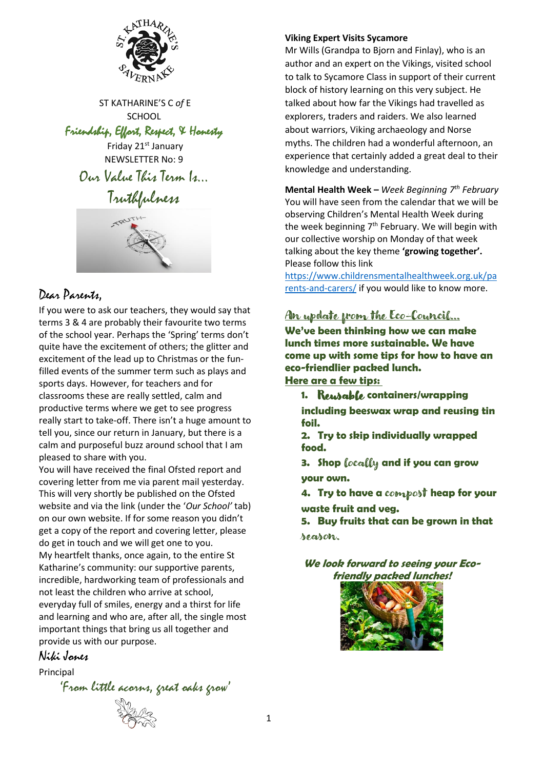ST KATHARINE'S C *of* E SCHOOL

**Friendship, Effort, Respect, & Honesty**

Friday 21st January

NEWSLETTER No: 9

## Our Value This Term Is...

## Truthfulness

## Dear Parents,

If you were to ask our teachers, they would say that terms 3 & 4 are probably their favourite two terms of the school year. Perhaps the 'Spring' terms don't quite have the excitement of others; the glitter and excitement of the lead up to Christmas or the fun-filled events of the summer term such as plays and sports days. However, for teachers and for classrooms these are really settled, calm and productive terms where we get to see progress really start to take-off. There isn't a huge amount to tell you, since our return in January, but there is a calm and purposeful buzz around school that I am pleased to share with you.

You will have received the final Ofsted report and covering letter from me via parent mail yesterday. This will very shortly be published on the Ofsted website and via the link (under the '*Our School'* tab) on our own website. If for some reason you didn't get a copy of the report and covering letter, please do get in touch and we will get one to you.

My heartfelt thanks, once again, to the entire St Katharine's community: our supportive parents, incredible, hardworking team of professionals and not least the children who arrive at school, everyday full of smiles, energy and a thirst for life and learning and who are, after all, the single most important things that bring us all together and provide us with our purpose.

Niki Jones

Principal

*'From little acorns, great oaks grow'*

**Viking Expert Visits Sycamore**

Mr Wills (Grandpa to Bjorn and Finlay), who is an author and an expert on the Vikings, visited school to talk to Sycamore Class in support of their current block of history learning on this very subject. He talked about how far the Vikings had travelled as explorers, traders and raiders. We also learned about warriors, Viking archaeology and Norse myths. The children had a wonderful afternoon, an experience that certainly added a great deal to their knowledge and understanding.

**Mental Health Week –** *Week Beginning 7th February*

You will have seen from the calendar that we will be observing Children's Mental Health Week during the week beginning 7th February. We will begin with our collective worship on Monday of that week talking about the key theme **'growing together'.** Please follow this link https://www.childrensmentalhealthweek.org.uk/parents-and-carers/ if you would like to know more.

## An update from the Eco-Council...

**We've been thinking how we can make lunch times more sustainable. We have come up with some tips for how to have an eco-friendlier packed lunch.**

**Here are a few tips:**

1. **Reusable containers/wrapping including beeswax wrap and reusing tin foil.**
2. **Try to skip individually wrapped food.**
3. **Shop locally and if you can grow your own.**
4. **Try to have a compost heap for your waste fruit and veg.**
5. **Buy fruits that can be grown in that season.**

***We look forward to seeing your Eco-friendly packed lunches!***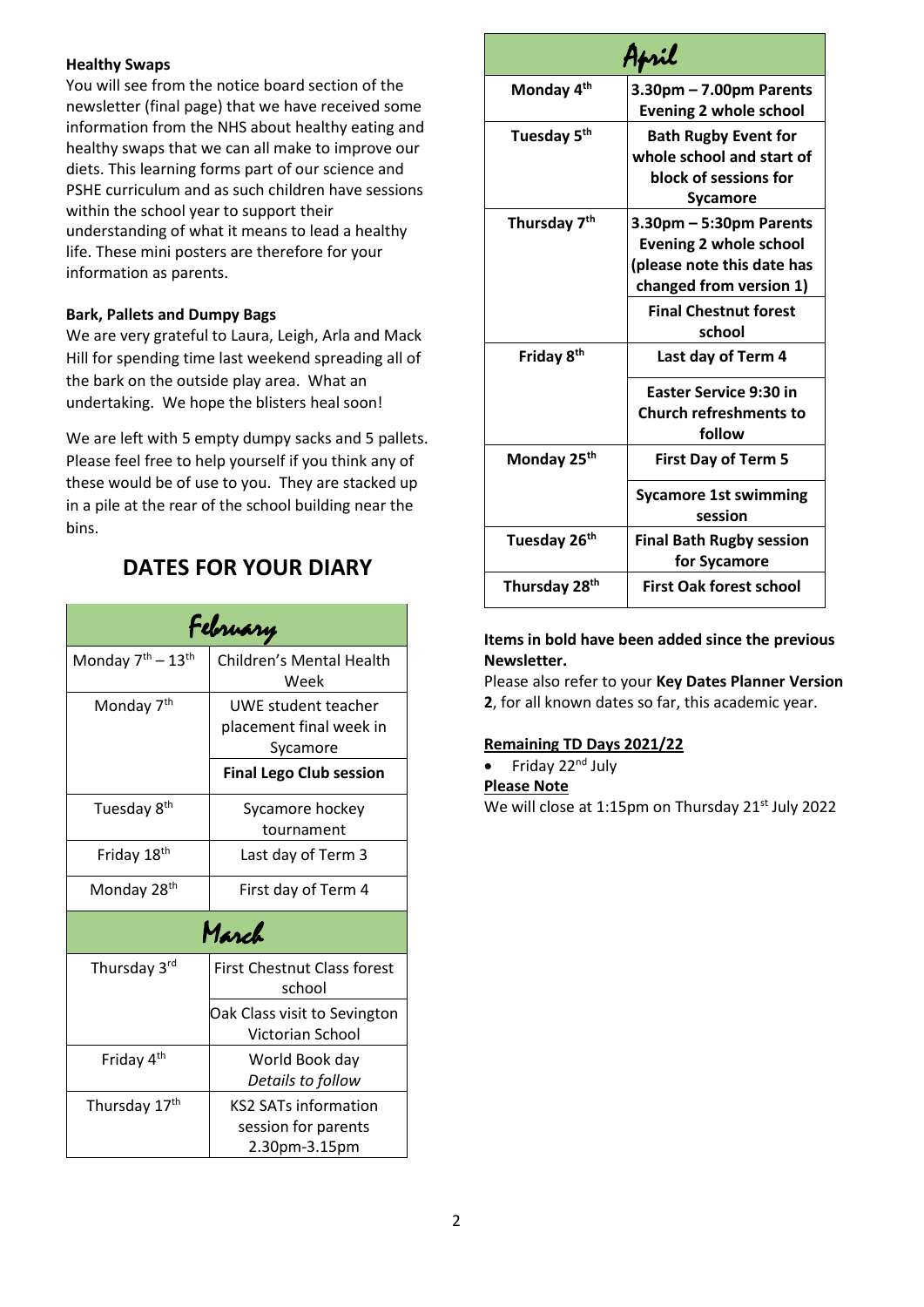**Healthy Swaps**

You will see from the notice board section of the newsletter (final page) that we have received some information from the NHS about healthy eating and healthy swaps that we can all make to improve our diets. This learning forms part of our science and PSHE curriculum and as such children have sessions within the school year to support their understanding of what it means to lead a healthy life. These mini posters are therefore for your information as parents.

**Bark, Pallets and Dumpy Bags**

We are very grateful to Laura, Leigh, Arla and Mack Hill for spending time last weekend spreading all of the bark on the outside play area. What an undertaking. We hope the blisters heal soon!

We are left with 5 empty dumpy sacks and 5 pallets. Please feel free to help yourself if you think any of these would be of use to you. They are stacked up in a pile at the rear of the school building near the bins.

## DATES FOR YOUR DIARY

| February | |
|---|---|
| Monday 7th – 13th | Children's Mental Health Week |
| Monday 7th | UWE student teacher placement final week in Sycamore |
| | **Final Lego Club session** |
| Tuesday 8th | Sycamore hockey tournament |
| Friday 18th | Last day of Term 3 |
| Monday 28th | First day of Term 4 |
| **March** | |
| Thursday 3rd | First Chestnut Class forest school |
| | Oak Class visit to Sevington Victorian School |
| Friday 4th | World Book day *Details to follow* |
| Thursday 17th | KS2 SATs information session for parents 2.30pm-3.15pm |
| **April** | |
| **Monday 4th** | **3.30pm – 7.00pm Parents Evening 2 whole school** |
| **Tuesday 5th** | **Bath Rugby Event for whole school and start of block of sessions for Sycamore** |
| **Thursday 7th** | **3.30pm – 5:30pm Parents Evening 2 whole school (please note this date has changed from version 1)** |
| | **Final Chestnut forest school** |
| **Friday 8th** | **Last day of Term 4** |
| | **Easter Service 9:30 in Church refreshments to follow** |
| **Monday 25th** | **First Day of Term 5** |
| | **Sycamore 1st swimming session** |
| **Tuesday 26th** | **Final Bath Rugby session for Sycamore** |
| **Thursday 28th** | **First Oak forest school** |

**Items in bold have been added since the previous Newsletter.**

Please also refer to your **Key Dates Planner Version 2**, for all known dates so far, this academic year.

**Remaining TD Days 2021/22**

- Friday 22nd July

**Please Note**

We will close at 1:15pm on Thursday 21st July 2022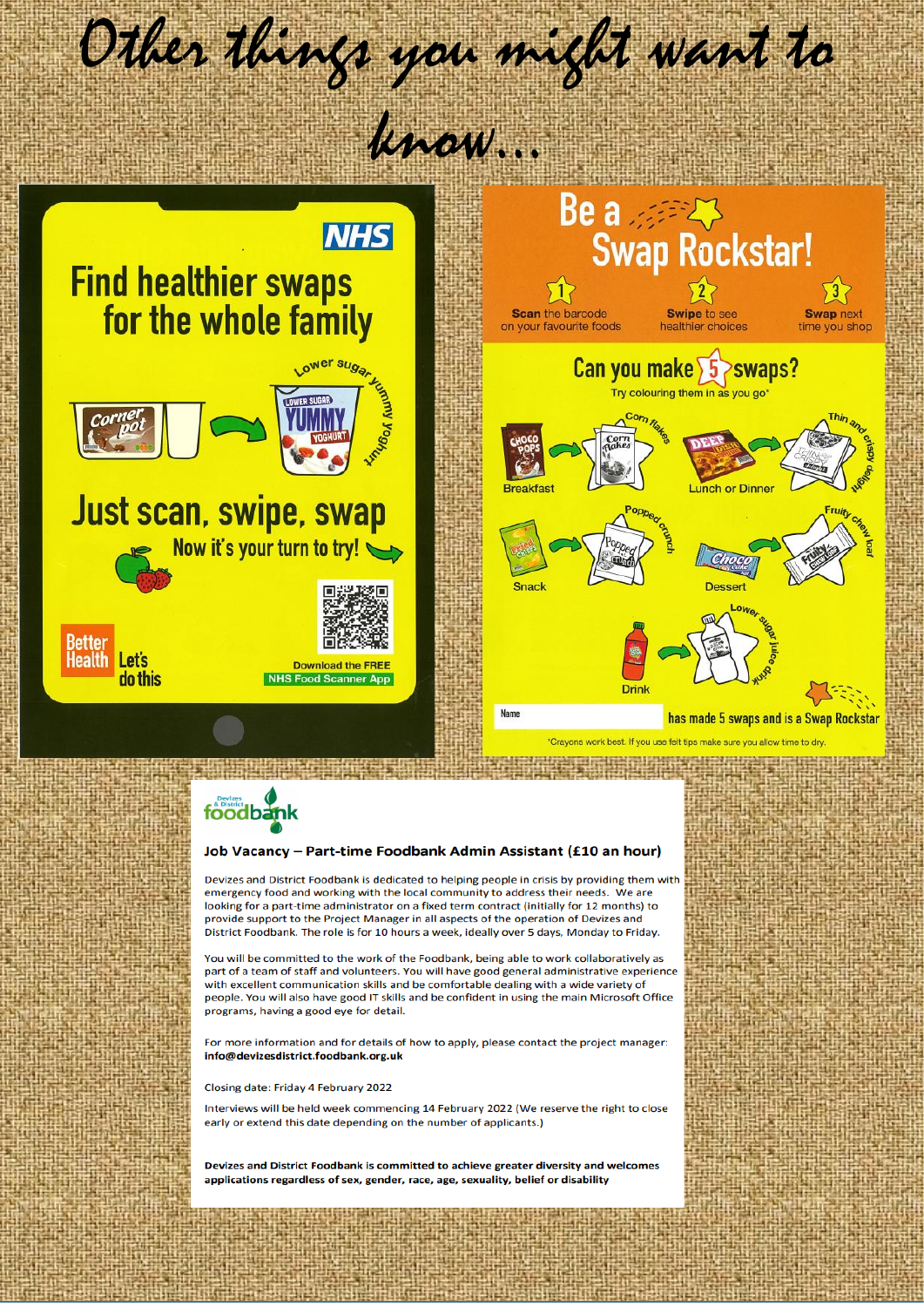# Other things you might want to know...

## Find healthier swaps for the whole family

NHS

Corner pot → Lower sugar yummy yoghurt

Just scan, swipe, swap

Now it's your turn to try!

Download the FREE NHS Food Scanner App

Better Health — Let's do this

## Be a Swap Rockstar!

1. **Scan** the barcode on your favourite foods
2. **Swipe** to see healthier choices
3. **Swap** next time you shop

### Can you make 5 swaps?

Try colouring them in as you go*

- Breakfast: Choco Pops → Corn flakes
- Lunch or Dinner: Deep Pan → Thin and crispy delight
- Snack: Crisps → Popped crunch
- Dessert: Choco cake → Fruity chew loaf
- Drink → Lower sugar juice drink

Name ______ has made 5 swaps and is a Swap Rockstar

*Crayons work best. If you use felt tips make sure you allow time to dry.

---

Devizes & District foodbank

### Job Vacancy – Part-time Foodbank Admin Assistant (£10 an hour)

Devizes and District Foodbank is dedicated to helping people in crisis by providing them with emergency food and working with the local community to address their needs. We are looking for a part-time administrator on a fixed term contract (initially for 12 months) to provide support to the Project Manager in all aspects of the operation of Devizes and District Foodbank. The role is for 10 hours a week, ideally over 5 days, Monday to Friday.

You will be committed to the work of the Foodbank, being able to work collaboratively as part of a team of staff and volunteers. You will have good general administrative experience with excellent communication skills and be comfortable dealing with a wide variety of people. You will also have good IT skills and be confident in using the main Microsoft Office programs, having a good eye for detail.

For more information and for details of how to apply, please contact the project manager: **info@devizesdistrict.foodbank.org.uk**

Closing date: Friday 4 February 2022

Interviews will be held week commencing 14 February 2022 (We reserve the right to close early or extend this date depending on the number of applicants.)

**Devizes and District Foodbank is committed to achieve greater diversity and welcomes applications regardless of sex, gender, race, age, sexuality, belief or disability**